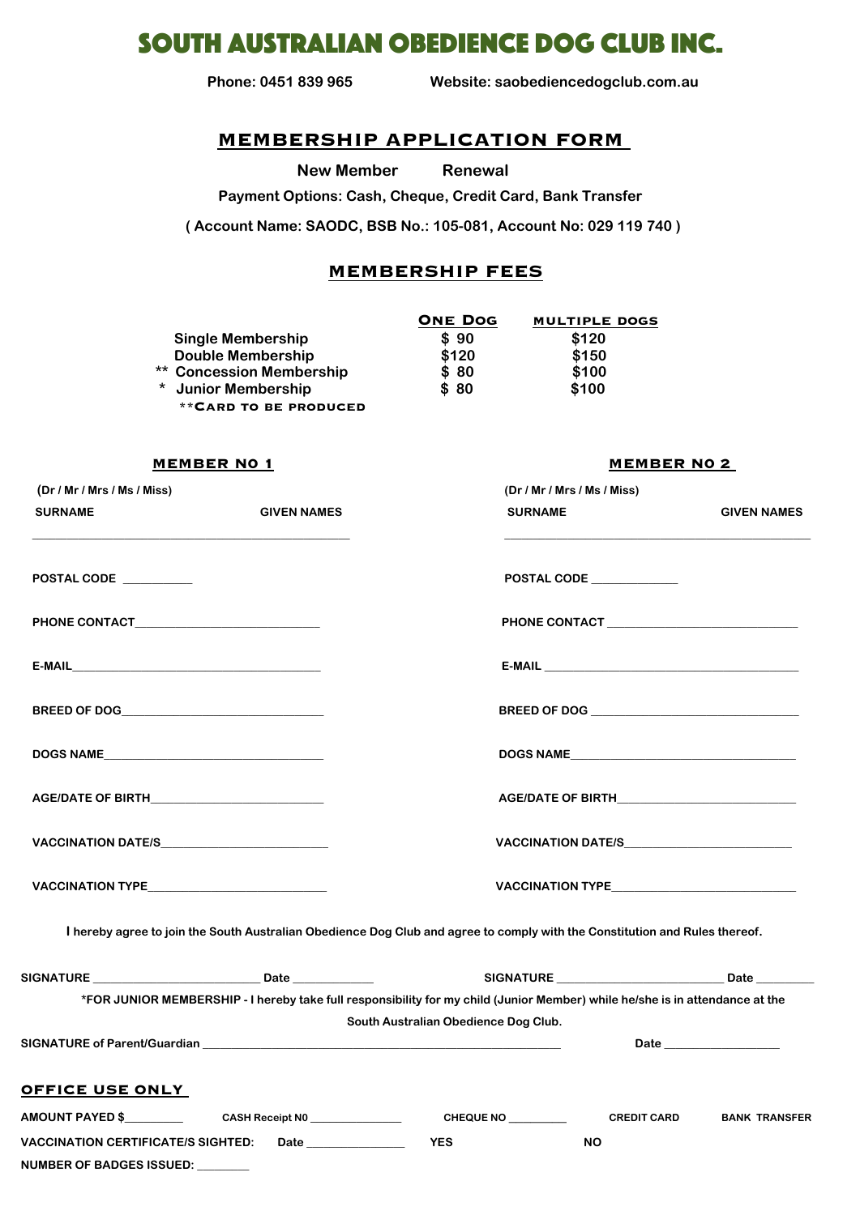# SOUTH AUSTRALIAN OBEDIENCE DOG CLUB INC.

**Phone: 0451 839 965** **Website: saobediencedogclub.com.au**

## MEMBERSHIP APPLICATION FORM

**New Member** **Renewal**

**Payment Options: Cash, Cheque, Credit Card, Bank Transfer**

**( Account Name: SAODC, BSB No.: 105-081, Account No: 029 119 740 )**

## MEMBERSHIP FEES

| | ONE DOG | MULTIPLE DOGS |
|---|---|---|
| Single Membership | $ 90 | $120 |
| Double Membership | $120 | $150 |
| ** Concession Membership | $ 80 | $100 |
| * Junior Membership | $ 80 | $100 |

**CARD TO BE PRODUCED

### MEMBER NO 1

(Dr / Mr / Mrs / Ms / Miss)

SURNAME GIVEN NAMES

______________________________________________

POSTAL CODE __________

PHONE CONTACT___________________________

E-MAIL_____________________________________

BREED OF DOG______________________________

DOGS NAME_________________________________

AGE/DATE OF BIRTH__________________________

VACCINATION DATE/S________________________

VACCINATION TYPE___________________________

### MEMBER NO 2

(Dr / Mr / Mrs / Ms / Miss)

SURNAME GIVEN NAMES

______________________________________________

POSTAL CODE ____________

PHONE CONTACT ____________________________

E-MAIL _____________________________________

BREED OF DOG ______________________________

DOGS NAME_________________________________

AGE/DATE OF BIRTH__________________________

VACCINATION DATE/S________________________

VACCINATION TYPE___________________________

**I hereby agree to join the South Australian Obedience Dog Club and agree to comply with the Constitution and Rules thereof.**

SIGNATURE _________________________ Date ____________ SIGNATURE _________________________ Date _________

**\*FOR JUNIOR MEMBERSHIP - I hereby take full responsibility for my child (Junior Member) while he/she is in attendance at the South Australian Obedience Dog Club.**

SIGNATURE of Parent/Guardian ________________________________________________________ Date _________________

## OFFICE USE ONLY

AMOUNT PAYED $_________ CASH Receipt N0 _______________ CHEQUE NO _________ CREDIT CARD BANK TRANSFER

VACCINATION CERTIFICATE/S SIGHTED: Date _______________ YES NO

NUMBER OF BADGES ISSUED: ________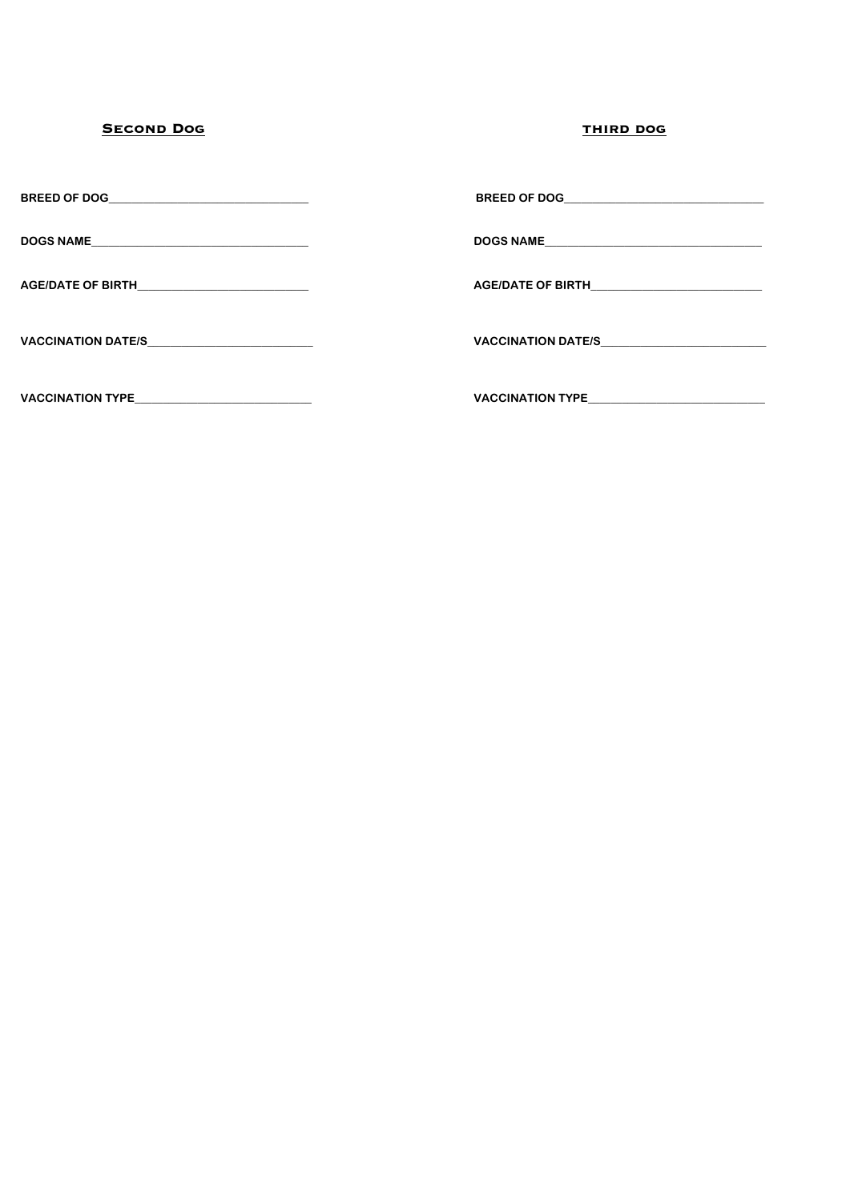## Second Dog

BREED OF DOG_______________________________

DOGS NAME_________________________________

AGE/DATE OF BIRTH__________________________

VACCINATION DATE/S_________________________

VACCINATION TYPE___________________________

## third dog

BREED OF DOG_______________________________

DOGS NAME_________________________________

AGE/DATE OF BIRTH__________________________

VACCINATION DATE/S_________________________

VACCINATION TYPE___________________________